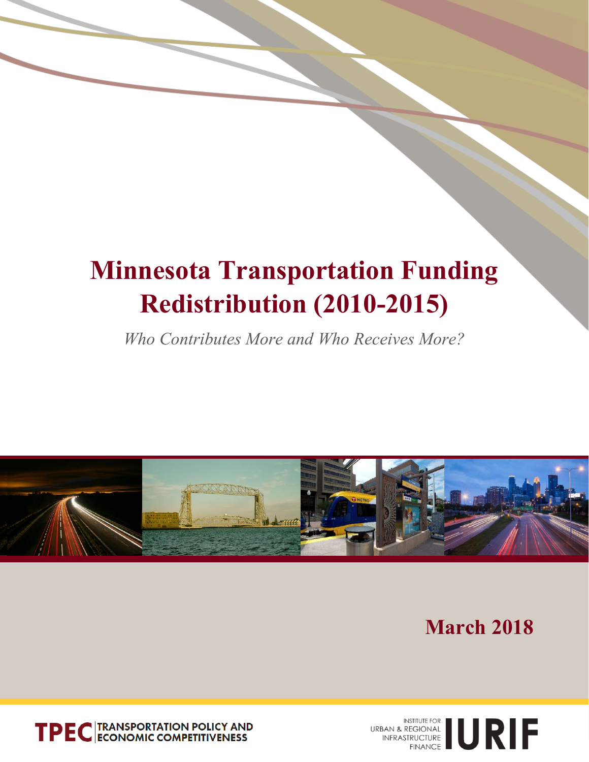# Minnesota Transportation Funding Redistribution (2010-2015)

*Who Contributes More and Who Receives More?*

**March 2018**

TPEC | TRANSPORTATION POLICY AND ECONOMIC COMPETITIVENESS

INSTITUTE FOR URBAN & REGIONAL INFRASTRUCTURE FINANCE IURIF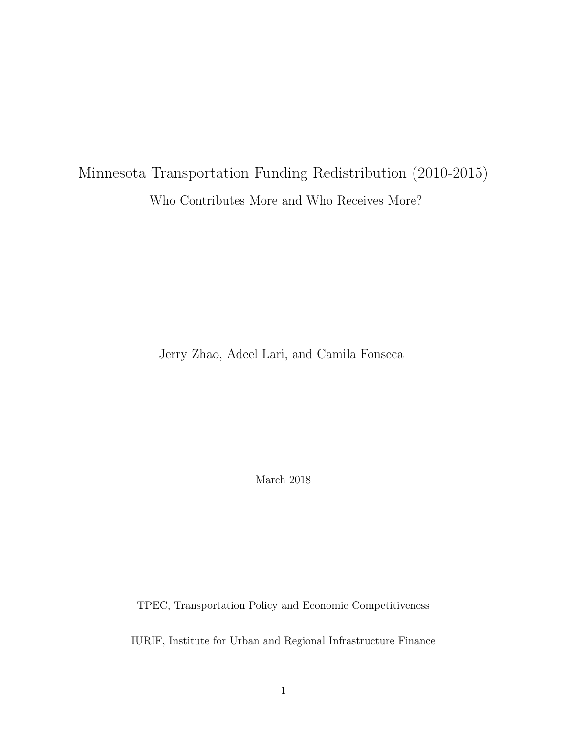# Minnesota Transportation Funding Redistribution (2010-2015)

## Who Contributes More and Who Receives More?

Jerry Zhao, Adeel Lari, and Camila Fonseca

March 2018

TPEC, Transportation Policy and Economic Competitiveness

IURIF, Institute for Urban and Regional Infrastructure Finance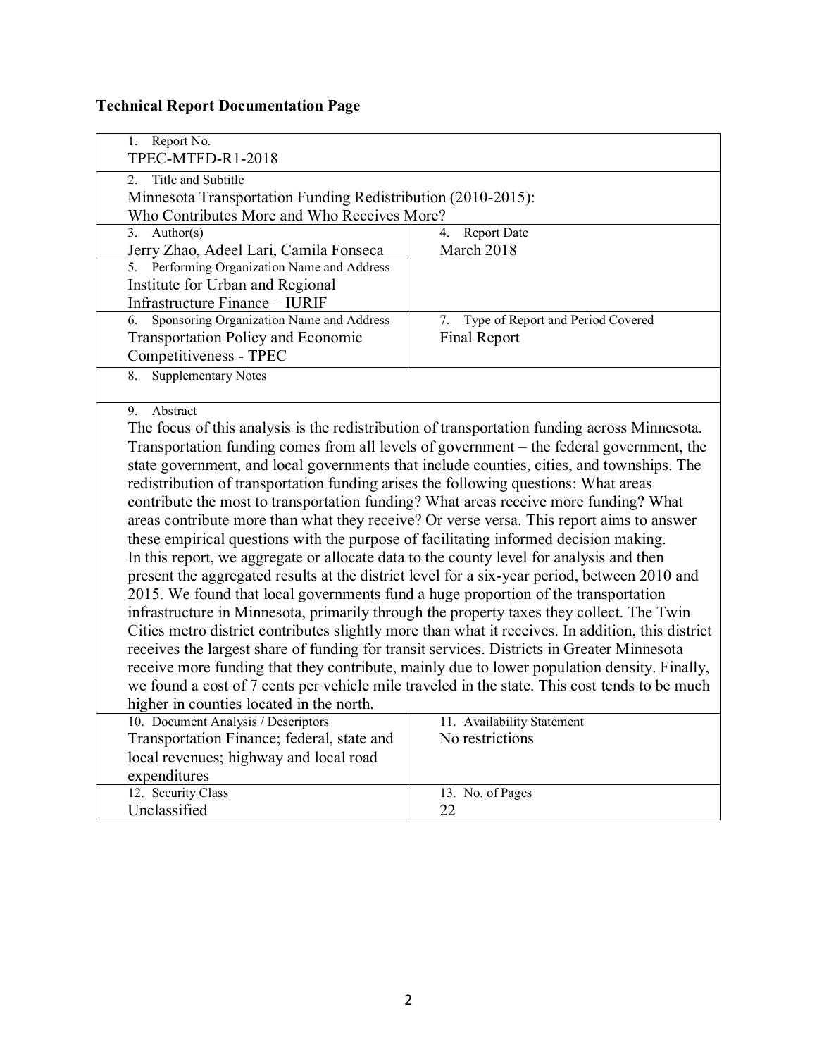**Technical Report Documentation Page**

| 1. Report No. | |
|---|---|
| TPEC-MTFD-R1-2018 | |
| 2. Title and Subtitle<br>Minnesota Transportation Funding Redistribution (2010-2015):<br>Who Contributes More and Who Receives More? | |
| 3. Author(s)<br>Jerry Zhao, Adeel Lari, Camila Fonseca | 4. Report Date<br>March 2018 |
| 5. Performing Organization Name and Address<br>Institute for Urban and Regional Infrastructure Finance – IURIF | |
| 6. Sponsoring Organization Name and Address<br>Transportation Policy and Economic Competitiveness - TPEC | 7. Type of Report and Period Covered<br>Final Report |
| 8. Supplementary Notes | |
| 9. Abstract<br>The focus of this analysis is the redistribution of transportation funding across Minnesota. Transportation funding comes from all levels of government – the federal government, the state government, and local governments that include counties, cities, and townships. The redistribution of transportation funding arises the following questions: What areas contribute the most to transportation funding? What areas receive more funding? What areas contribute more than what they receive? Or verse versa. This report aims to answer these empirical questions with the purpose of facilitating informed decision making.<br>In this report, we aggregate or allocate data to the county level for analysis and then present the aggregated results at the district level for a six-year period, between 2010 and 2015. We found that local governments fund a huge proportion of the transportation infrastructure in Minnesota, primarily through the property taxes they collect. The Twin Cities metro district contributes slightly more than what it receives. In addition, this district receives the largest share of funding for transit services. Districts in Greater Minnesota receive more funding that they contribute, mainly due to lower population density. Finally, we found a cost of 7 cents per vehicle mile traveled in the state. This cost tends to be much higher in counties located in the north. | |
| 10. Document Analysis / Descriptors<br>Transportation Finance; federal, state and local revenues; highway and local road expenditures | 11. Availability Statement<br>No restrictions |
| 12. Security Class<br>Unclassified | 13. No. of Pages<br>22 |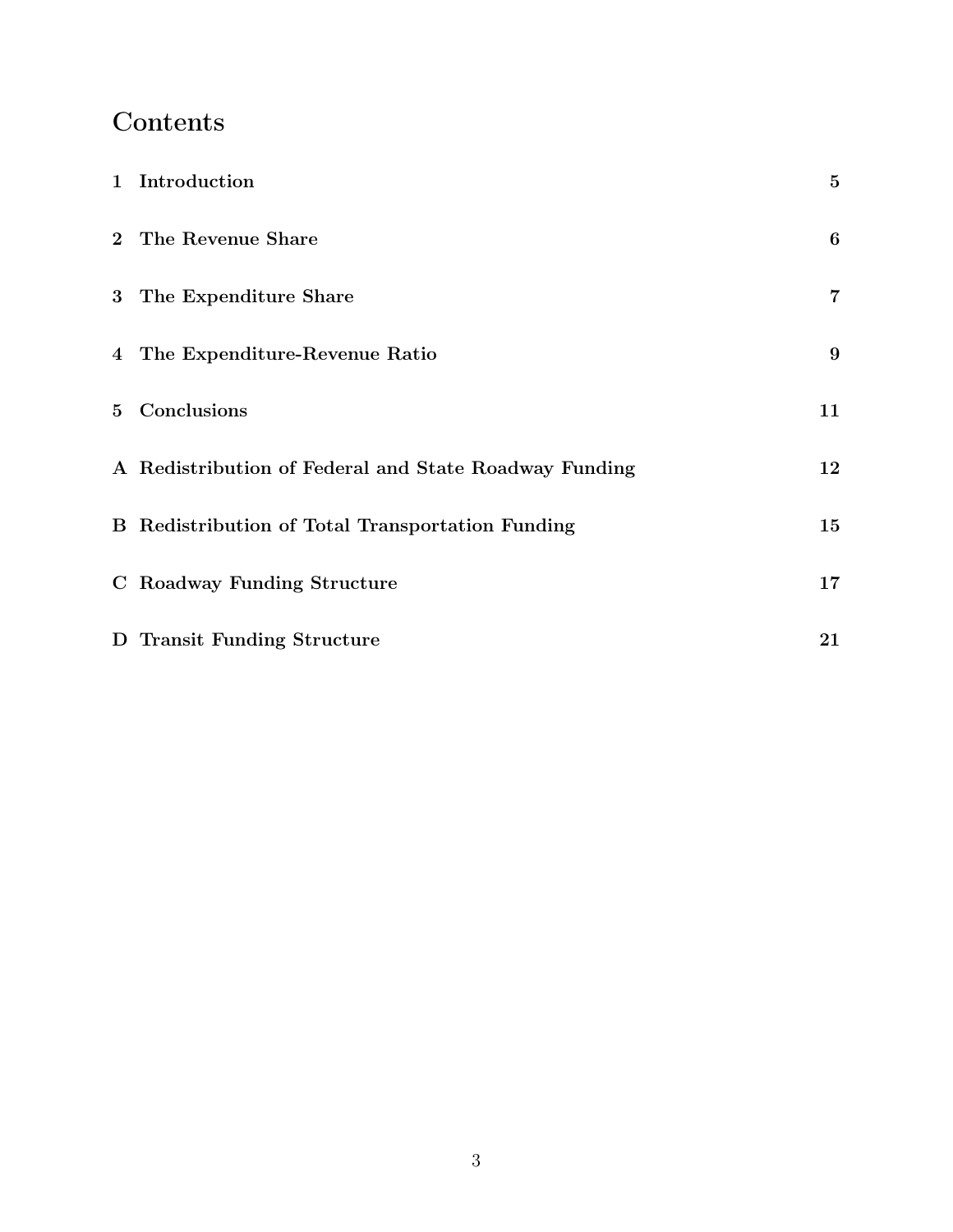# Contents

| | | |
|---|---|---|
| **1** | **Introduction** | **5** |
| **2** | **The Revenue Share** | **6** |
| **3** | **The Expenditure Share** | **7** |
| **4** | **The Expenditure-Revenue Ratio** | **9** |
| **5** | **Conclusions** | **11** |
| **A** | **Redistribution of Federal and State Roadway Funding** | **12** |
| **B** | **Redistribution of Total Transportation Funding** | **15** |
| **C** | **Roadway Funding Structure** | **17** |
| **D** | **Transit Funding Structure** | **21** |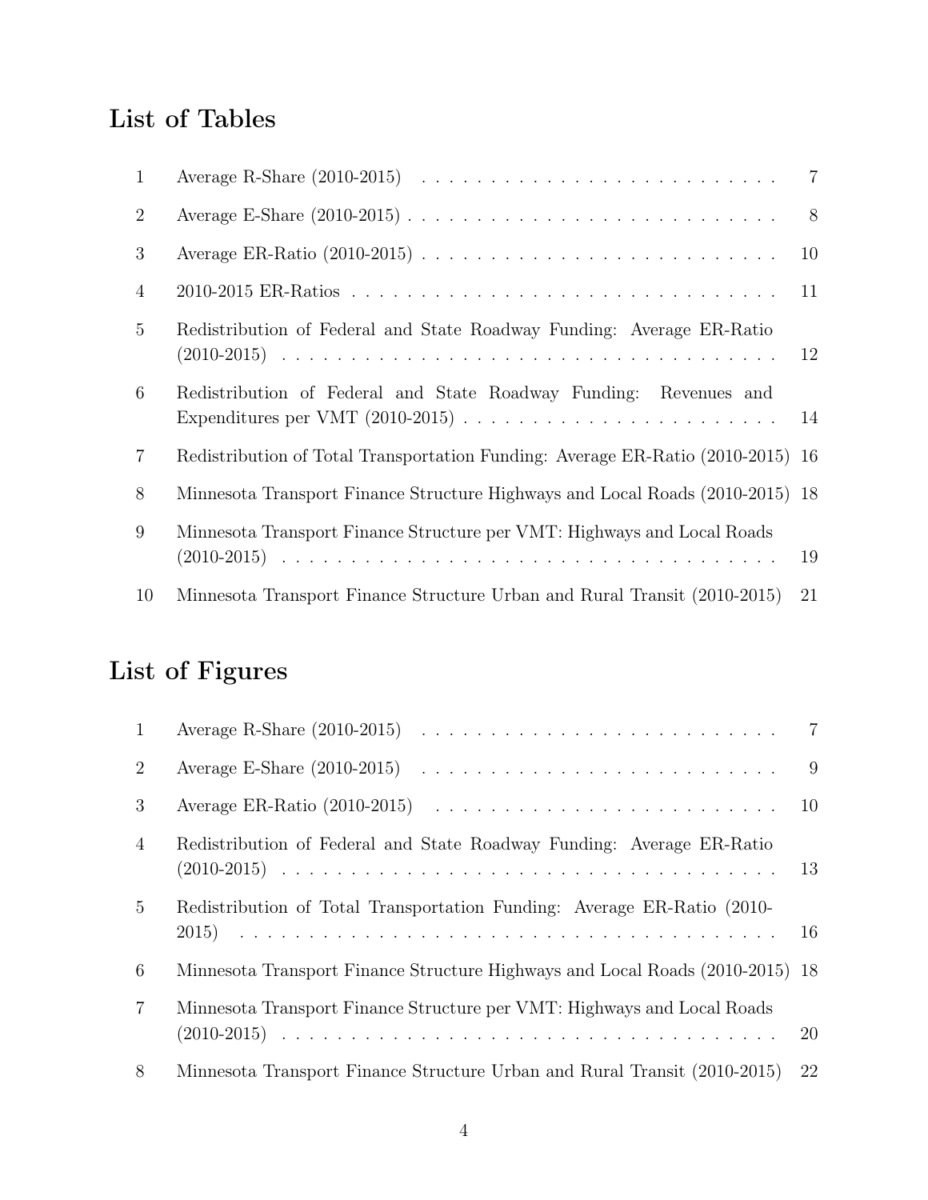## List of Tables

| | | |
|---|---|---|
| 1 | Average R-Share (2010-2015) | 7 |
| 2 | Average E-Share (2010-2015) | 8 |
| 3 | Average ER-Ratio (2010-2015) | 10 |
| 4 | 2010-2015 ER-Ratios | 11 |
| 5 | Redistribution of Federal and State Roadway Funding: Average ER-Ratio (2010-2015) | 12 |
| 6 | Redistribution of Federal and State Roadway Funding: Revenues and Expenditures per VMT (2010-2015) | 14 |
| 7 | Redistribution of Total Transportation Funding: Average ER-Ratio (2010-2015) | 16 |
| 8 | Minnesota Transport Finance Structure Highways and Local Roads (2010-2015) | 18 |
| 9 | Minnesota Transport Finance Structure per VMT: Highways and Local Roads (2010-2015) | 19 |
| 10 | Minnesota Transport Finance Structure Urban and Rural Transit (2010-2015) | 21 |

## List of Figures

| | | |
|---|---|---|
| 1 | Average R-Share (2010-2015) | 7 |
| 2 | Average E-Share (2010-2015) | 9 |
| 3 | Average ER-Ratio (2010-2015) | 10 |
| 4 | Redistribution of Federal and State Roadway Funding: Average ER-Ratio (2010-2015) | 13 |
| 5 | Redistribution of Total Transportation Funding: Average ER-Ratio (2010-2015) | 16 |
| 6 | Minnesota Transport Finance Structure Highways and Local Roads (2010-2015) | 18 |
| 7 | Minnesota Transport Finance Structure per VMT: Highways and Local Roads (2010-2015) | 20 |
| 8 | Minnesota Transport Finance Structure Urban and Rural Transit (2010-2015) | 22 |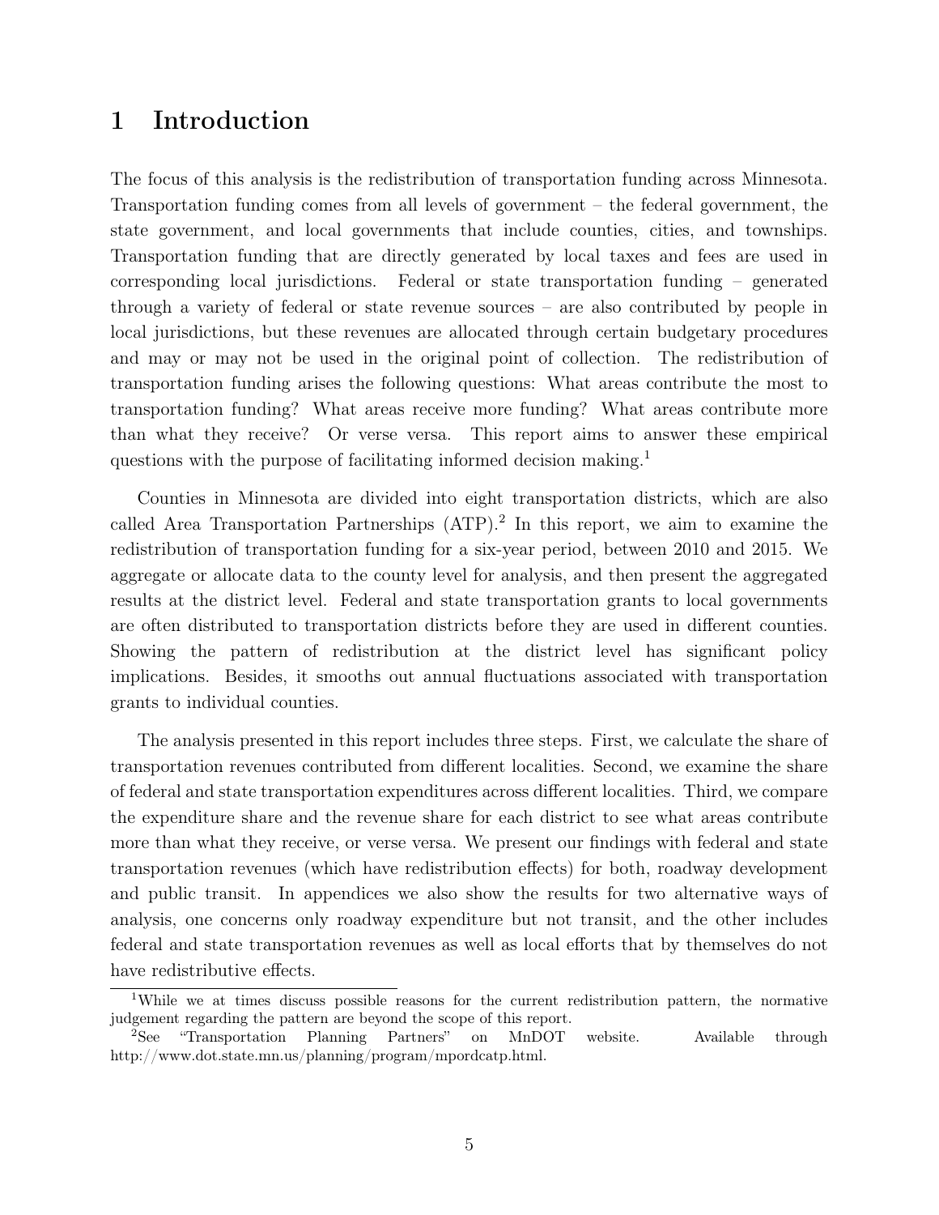# 1 Introduction

The focus of this analysis is the redistribution of transportation funding across Minnesota. Transportation funding comes from all levels of government – the federal government, the state government, and local governments that include counties, cities, and townships. Transportation funding that are directly generated by local taxes and fees are used in corresponding local jurisdictions. Federal or state transportation funding – generated through a variety of federal or state revenue sources – are also contributed by people in local jurisdictions, but these revenues are allocated through certain budgetary procedures and may or may not be used in the original point of collection. The redistribution of transportation funding arises the following questions: What areas contribute the most to transportation funding? What areas receive more funding? What areas contribute more than what they receive? Or verse versa. This report aims to answer these empirical questions with the purpose of facilitating informed decision making.[1]

Counties in Minnesota are divided into eight transportation districts, which are also called Area Transportation Partnerships (ATP).[2] In this report, we aim to examine the redistribution of transportation funding for a six-year period, between 2010 and 2015. We aggregate or allocate data to the county level for analysis, and then present the aggregated results at the district level. Federal and state transportation grants to local governments are often distributed to transportation districts before they are used in different counties. Showing the pattern of redistribution at the district level has significant policy implications. Besides, it smooths out annual fluctuations associated with transportation grants to individual counties.

The analysis presented in this report includes three steps. First, we calculate the share of transportation revenues contributed from different localities. Second, we examine the share of federal and state transportation expenditures across different localities. Third, we compare the expenditure share and the revenue share for each district to see what areas contribute more than what they receive, or verse versa. We present our findings with federal and state transportation revenues (which have redistribution effects) for both, roadway development and public transit. In appendices we also show the results for two alternative ways of analysis, one concerns only roadway expenditure but not transit, and the other includes federal and state transportation revenues as well as local efforts that by themselves do not have redistributive effects.

[1] While we at times discuss possible reasons for the current redistribution pattern, the normative judgement regarding the pattern are beyond the scope of this report.

[2] See "Transportation Planning Partners" on MnDOT website. Available through http://www.dot.state.mn.us/planning/program/mpordcatp.html.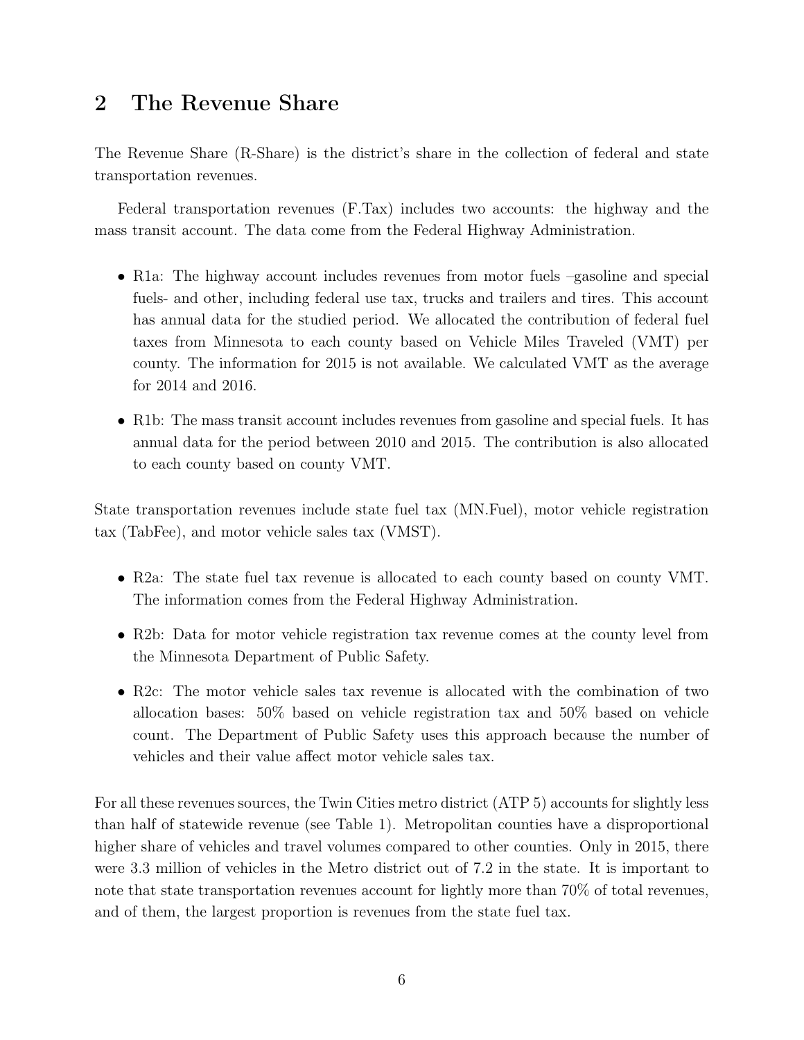## 2 The Revenue Share

The Revenue Share (R-Share) is the district's share in the collection of federal and state transportation revenues.

Federal transportation revenues (F.Tax) includes two accounts: the highway and the mass transit account. The data come from the Federal Highway Administration.

- R1a: The highway account includes revenues from motor fuels –gasoline and special fuels- and other, including federal use tax, trucks and trailers and tires. This account has annual data for the studied period. We allocated the contribution of federal fuel taxes from Minnesota to each county based on Vehicle Miles Traveled (VMT) per county. The information for 2015 is not available. We calculated VMT as the average for 2014 and 2016.
- R1b: The mass transit account includes revenues from gasoline and special fuels. It has annual data for the period between 2010 and 2015. The contribution is also allocated to each county based on county VMT.

State transportation revenues include state fuel tax (MN.Fuel), motor vehicle registration tax (TabFee), and motor vehicle sales tax (VMST).

- R2a: The state fuel tax revenue is allocated to each county based on county VMT. The information comes from the Federal Highway Administration.
- R2b: Data for motor vehicle registration tax revenue comes at the county level from the Minnesota Department of Public Safety.
- R2c: The motor vehicle sales tax revenue is allocated with the combination of two allocation bases: 50% based on vehicle registration tax and 50% based on vehicle count. The Department of Public Safety uses this approach because the number of vehicles and their value affect motor vehicle sales tax.

For all these revenues sources, the Twin Cities metro district (ATP 5) accounts for slightly less than half of statewide revenue (see Table 1). Metropolitan counties have a disproportional higher share of vehicles and travel volumes compared to other counties. Only in 2015, there were 3.3 million of vehicles in the Metro district out of 7.2 in the state. It is important to note that state transportation revenues account for lightly more than 70% of total revenues, and of them, the largest proportion is revenues from the state fuel tax.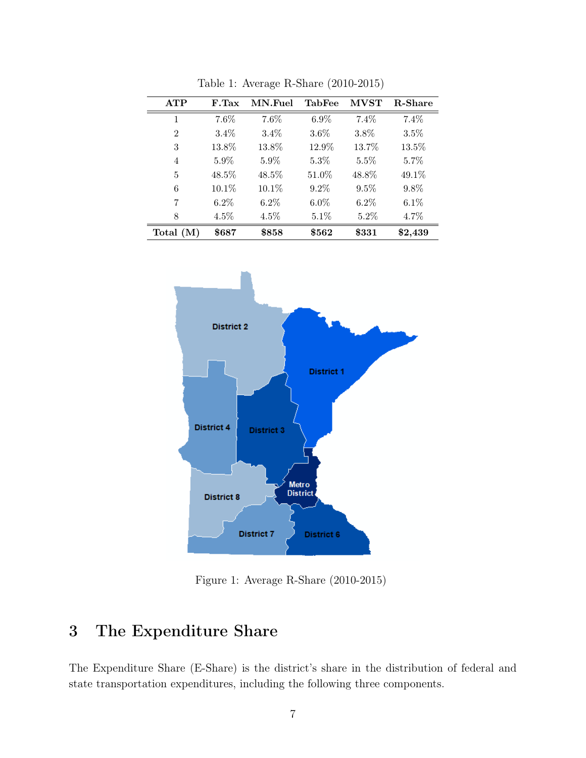Table 1: Average R-Share (2010-2015)

| ATP | F.Tax | MN.Fuel | TabFee | MVST | R-Share |
|---|---|---|---|---|---|
| 1 | 7.6% | 7.6% | 6.9% | 7.4% | 7.4% |
| 2 | 3.4% | 3.4% | 3.6% | 3.8% | 3.5% |
| 3 | 13.8% | 13.8% | 12.9% | 13.7% | 13.5% |
| 4 | 5.9% | 5.9% | 5.3% | 5.5% | 5.7% |
| 5 | 48.5% | 48.5% | 51.0% | 48.8% | 49.1% |
| 6 | 10.1% | 10.1% | 9.2% | 9.5% | 9.8% |
| 7 | 6.2% | 6.2% | 6.0% | 6.2% | 6.1% |
| 8 | 4.5% | 4.5% | 5.1% | 5.2% | 4.7% |
| **Total (M)** | **$687** | **$858** | **$562** | **$331** | **$2,439** |

Figure 1: Average R-Share (2010-2015)

# 3 The Expenditure Share

The Expenditure Share (E-Share) is the district's share in the distribution of federal and state transportation expenditures, including the following three components.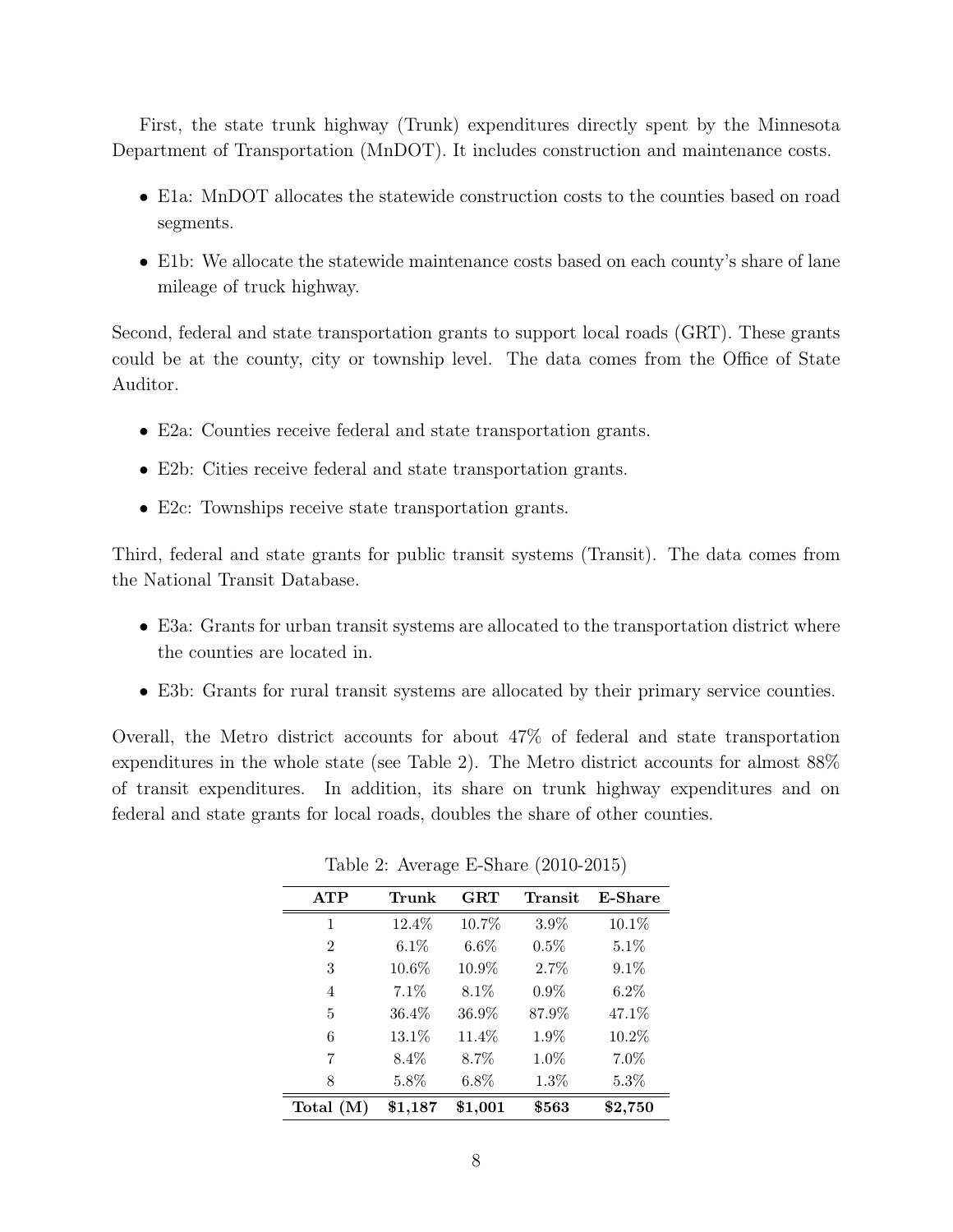First, the state trunk highway (Trunk) expenditures directly spent by the Minnesota Department of Transportation (MnDOT). It includes construction and maintenance costs.

- E1a: MnDOT allocates the statewide construction costs to the counties based on road segments.
- E1b: We allocate the statewide maintenance costs based on each county's share of lane mileage of truck highway.

Second, federal and state transportation grants to support local roads (GRT). These grants could be at the county, city or township level. The data comes from the Office of State Auditor.

- E2a: Counties receive federal and state transportation grants.
- E2b: Cities receive federal and state transportation grants.
- E2c: Townships receive state transportation grants.

Third, federal and state grants for public transit systems (Transit). The data comes from the National Transit Database.

- E3a: Grants for urban transit systems are allocated to the transportation district where the counties are located in.
- E3b: Grants for rural transit systems are allocated by their primary service counties.

Overall, the Metro district accounts for about 47% of federal and state transportation expenditures in the whole state (see Table 2). The Metro district accounts for almost 88% of transit expenditures. In addition, its share on trunk highway expenditures and on federal and state grants for local roads, doubles the share of other counties.

Table 2: Average E-Share (2010-2015)

| ATP | Trunk | GRT | Transit | E-Share |
|---|---|---|---|---|
| 1 | 12.4% | 10.7% | 3.9% | 10.1% |
| 2 | 6.1% | 6.6% | 0.5% | 5.1% |
| 3 | 10.6% | 10.9% | 2.7% | 9.1% |
| 4 | 7.1% | 8.1% | 0.9% | 6.2% |
| 5 | 36.4% | 36.9% | 87.9% | 47.1% |
| 6 | 13.1% | 11.4% | 1.9% | 10.2% |
| 7 | 8.4% | 8.7% | 1.0% | 7.0% |
| 8 | 5.8% | 6.8% | 1.3% | 5.3% |
| **Total (M)** | **$1,187** | **$1,001** | **$563** | **$2,750** |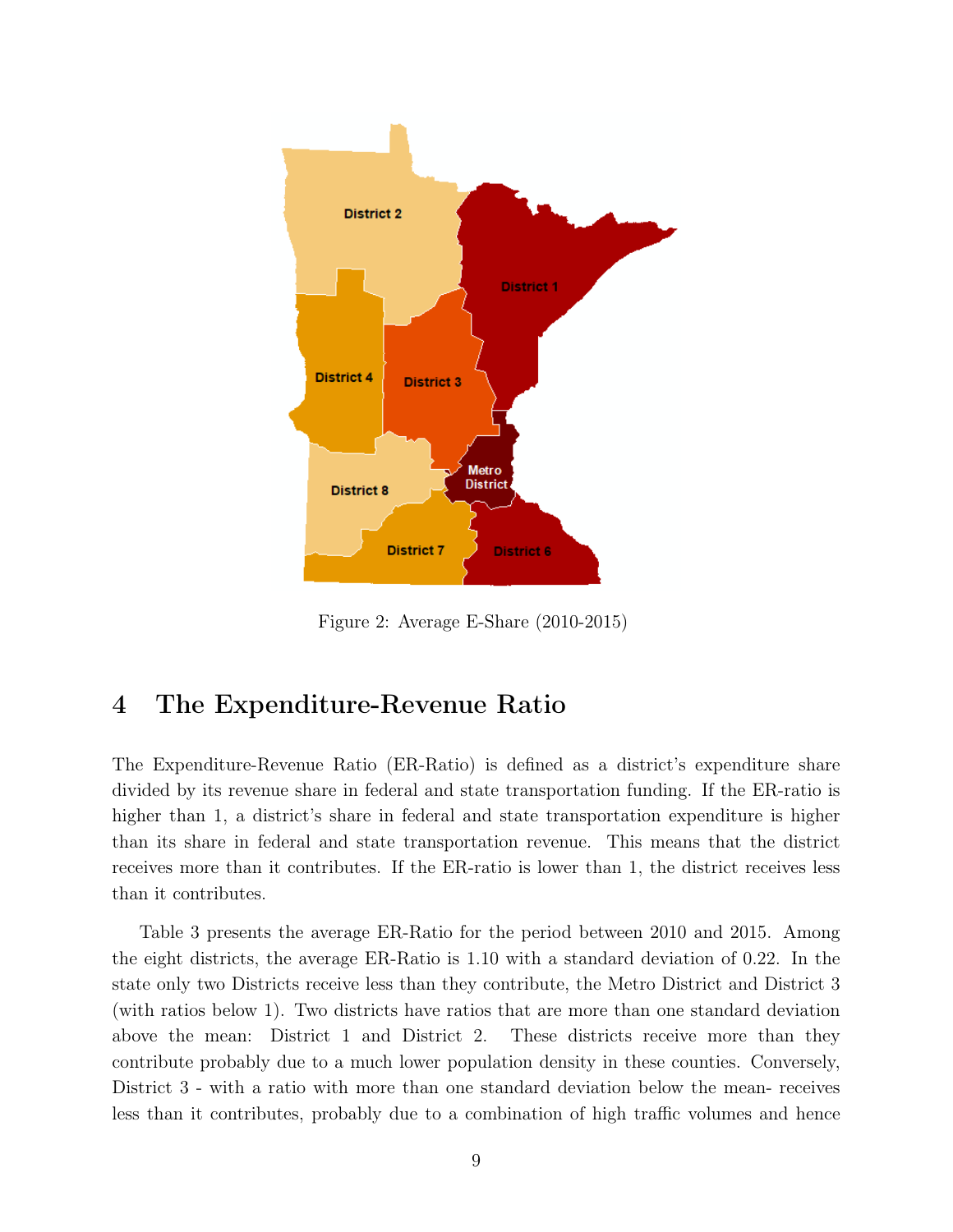Figure 2: Average E-Share (2010-2015)

## 4 The Expenditure-Revenue Ratio

The Expenditure-Revenue Ratio (ER-Ratio) is defined as a district's expenditure share divided by its revenue share in federal and state transportation funding. If the ER-ratio is higher than 1, a district's share in federal and state transportation expenditure is higher than its share in federal and state transportation revenue. This means that the district receives more than it contributes. If the ER-ratio is lower than 1, the district receives less than it contributes.

Table 3 presents the average ER-Ratio for the period between 2010 and 2015. Among the eight districts, the average ER-Ratio is 1.10 with a standard deviation of 0.22. In the state only two Districts receive less than they contribute, the Metro District and District 3 (with ratios below 1). Two districts have ratios that are more than one standard deviation above the mean: District 1 and District 2. These districts receive more than they contribute probably due to a much lower population density in these counties. Conversely, District 3 - with a ratio with more than one standard deviation below the mean- receives less than it contributes, probably due to a combination of high traffic volumes and hence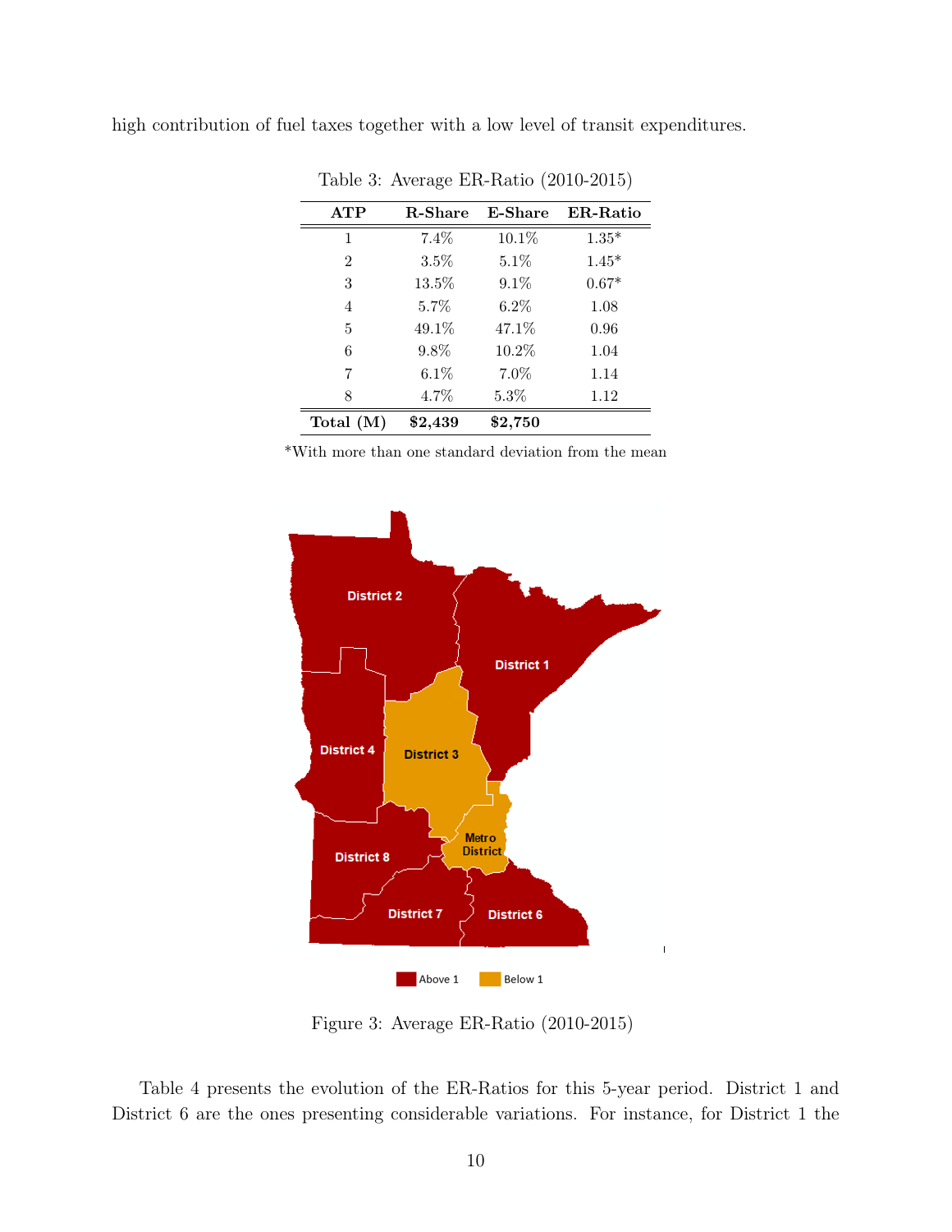high contribution of fuel taxes together with a low level of transit expenditures.

Table 3: Average ER-Ratio (2010-2015)

| ATP | R-Share | E-Share | ER-Ratio |
|---|---|---|---|
| 1 | 7.4% | 10.1% | 1.35* |
| 2 | 3.5% | 5.1% | 1.45* |
| 3 | 13.5% | 9.1% | 0.67* |
| 4 | 5.7% | 6.2% | 1.08 |
| 5 | 49.1% | 47.1% | 0.96 |
| 6 | 9.8% | 10.2% | 1.04 |
| 7 | 6.1% | 7.0% | 1.14 |
| 8 | 4.7% | 5.3% | 1.12 |
| **Total (M)** | **$2,439** | **$2,750** | |

*With more than one standard deviation from the mean

Figure 3: Average ER-Ratio (2010-2015)

Table 4 presents the evolution of the ER-Ratios for this 5-year period. District 1 and District 6 are the ones presenting considerable variations. For instance, for District 1 the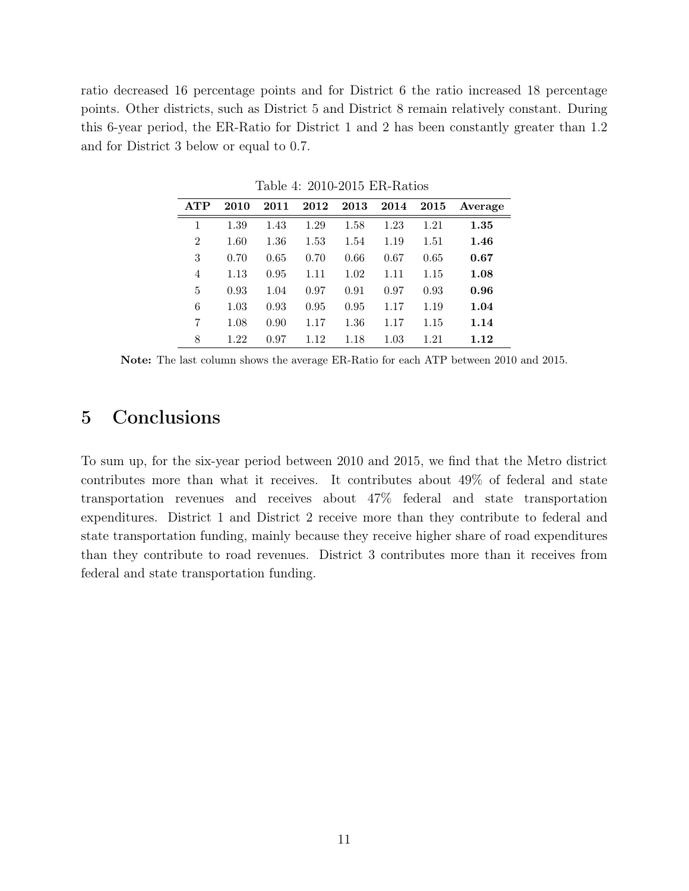ratio decreased 16 percentage points and for District 6 the ratio increased 18 percentage points. Other districts, such as District 5 and District 8 remain relatively constant. During this 6-year period, the ER-Ratio for District 1 and 2 has been constantly greater than 1.2 and for District 3 below or equal to 0.7.

Table 4: 2010-2015 ER-Ratios

| ATP | 2010 | 2011 | 2012 | 2013 | 2014 | 2015 | Average |
|---|---|---|---|---|---|---|---|
| 1 | 1.39 | 1.43 | 1.29 | 1.58 | 1.23 | 1.21 | **1.35** |
| 2 | 1.60 | 1.36 | 1.53 | 1.54 | 1.19 | 1.51 | **1.46** |
| 3 | 0.70 | 0.65 | 0.70 | 0.66 | 0.67 | 0.65 | **0.67** |
| 4 | 1.13 | 0.95 | 1.11 | 1.02 | 1.11 | 1.15 | **1.08** |
| 5 | 0.93 | 1.04 | 0.97 | 0.91 | 0.97 | 0.93 | **0.96** |
| 6 | 1.03 | 0.93 | 0.95 | 0.95 | 1.17 | 1.19 | **1.04** |
| 7 | 1.08 | 0.90 | 1.17 | 1.36 | 1.17 | 1.15 | **1.14** |
| 8 | 1.22 | 0.97 | 1.12 | 1.18 | 1.03 | 1.21 | **1.12** |

**Note:** The last column shows the average ER-Ratio for each ATP between 2010 and 2015.

# 5 Conclusions

To sum up, for the six-year period between 2010 and 2015, we find that the Metro district contributes more than what it receives. It contributes about 49% of federal and state transportation revenues and receives about 47% federal and state transportation expenditures. District 1 and District 2 receive more than they contribute to federal and state transportation funding, mainly because they receive higher share of road expenditures than they contribute to road revenues. District 3 contributes more than it receives from federal and state transportation funding.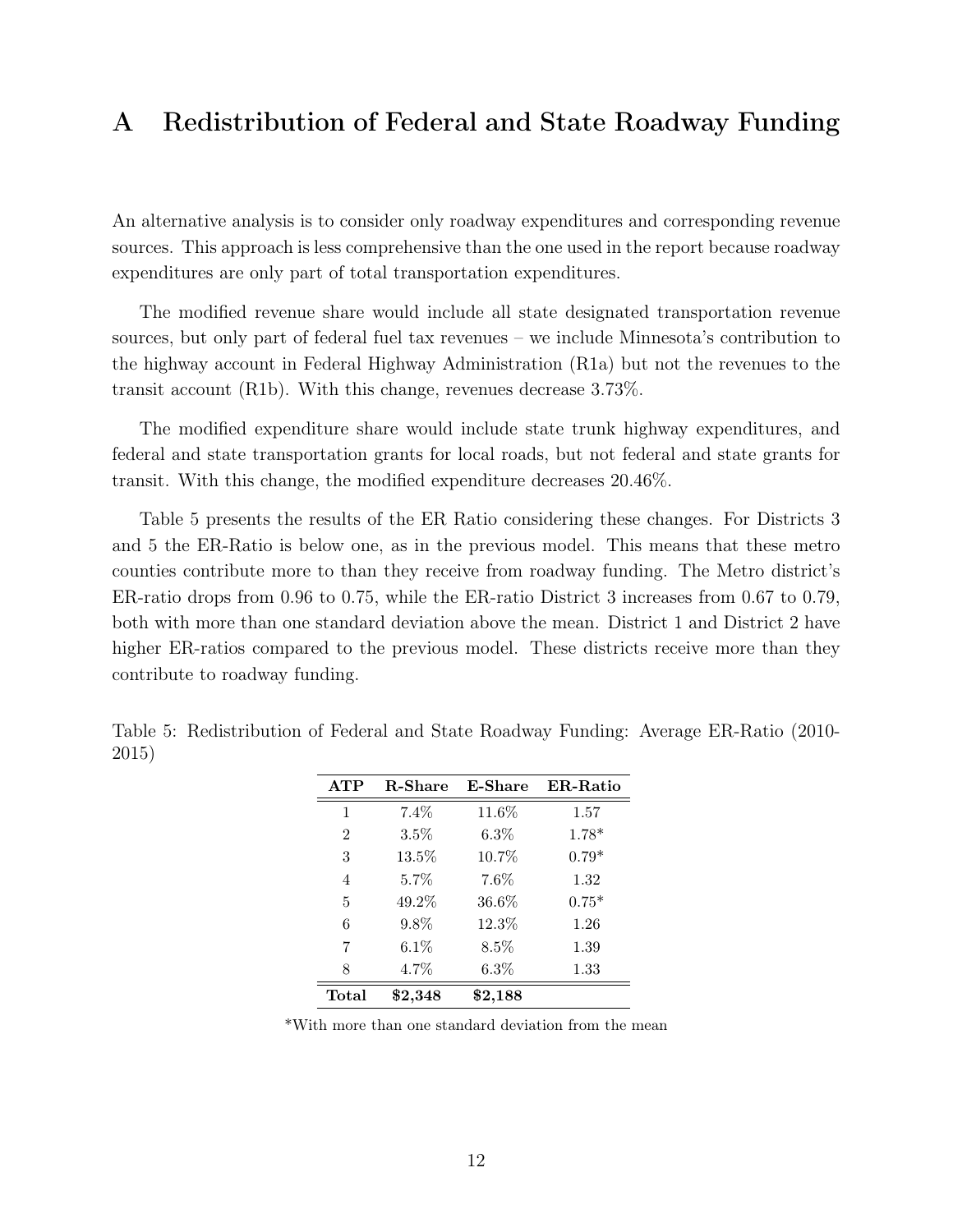# A Redistribution of Federal and State Roadway Funding

An alternative analysis is to consider only roadway expenditures and corresponding revenue sources. This approach is less comprehensive than the one used in the report because roadway expenditures are only part of total transportation expenditures.

The modified revenue share would include all state designated transportation revenue sources, but only part of federal fuel tax revenues – we include Minnesota's contribution to the highway account in Federal Highway Administration (R1a) but not the revenues to the transit account (R1b). With this change, revenues decrease 3.73%.

The modified expenditure share would include state trunk highway expenditures, and federal and state transportation grants for local roads, but not federal and state grants for transit. With this change, the modified expenditure decreases 20.46%.

Table 5 presents the results of the ER Ratio considering these changes. For Districts 3 and 5 the ER-Ratio is below one, as in the previous model. This means that these metro counties contribute more to than they receive from roadway funding. The Metro district's ER-ratio drops from 0.96 to 0.75, while the ER-ratio District 3 increases from 0.67 to 0.79, both with more than one standard deviation above the mean. District 1 and District 2 have higher ER-ratios compared to the previous model. These districts receive more than they contribute to roadway funding.

Table 5: Redistribution of Federal and State Roadway Funding: Average ER-Ratio (2010-2015)

| ATP | R-Share | E-Share | ER-Ratio |
|---|---|---|---|
| 1 | 7.4% | 11.6% | 1.57 |
| 2 | 3.5% | 6.3% | 1.78* |
| 3 | 13.5% | 10.7% | 0.79* |
| 4 | 5.7% | 7.6% | 1.32 |
| 5 | 49.2% | 36.6% | 0.75* |
| 6 | 9.8% | 12.3% | 1.26 |
| 7 | 6.1% | 8.5% | 1.39 |
| 8 | 4.7% | 6.3% | 1.33 |
| **Total** | **$2,348** | **$2,188** | |

*With more than one standard deviation from the mean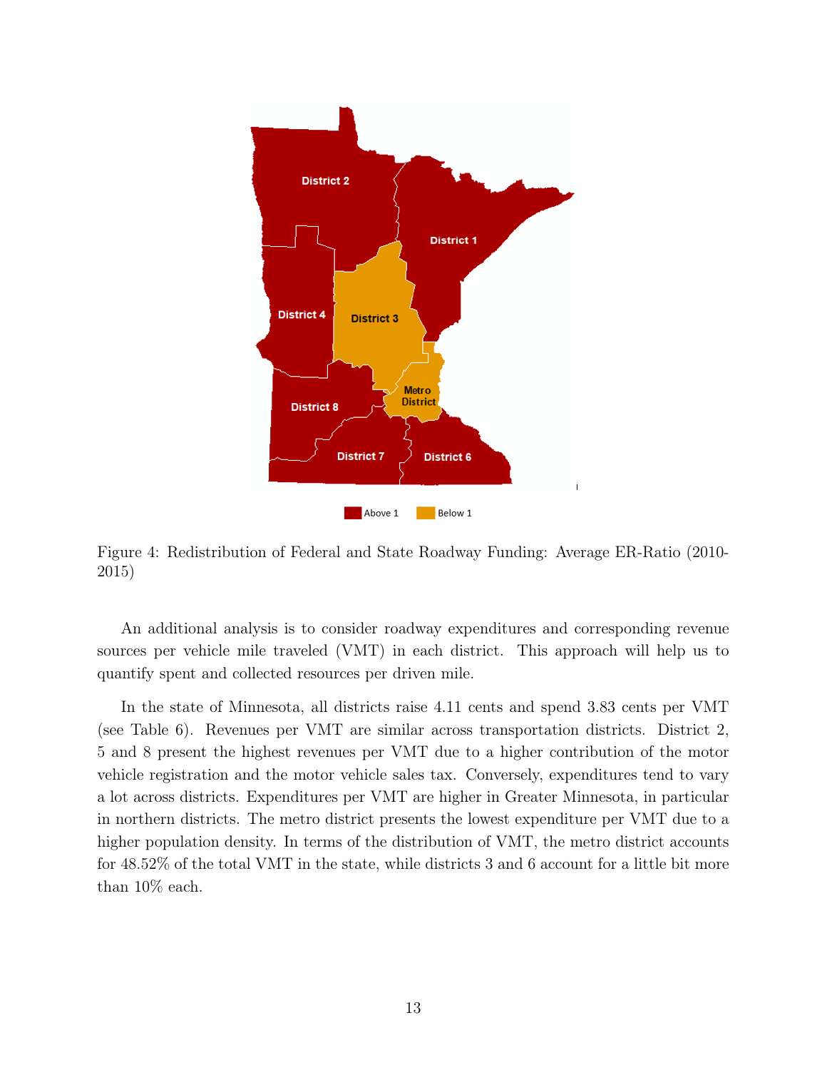Figure 4: Redistribution of Federal and State Roadway Funding: Average ER-Ratio (2010-2015)

An additional analysis is to consider roadway expenditures and corresponding revenue sources per vehicle mile traveled (VMT) in each district. This approach will help us to quantify spent and collected resources per driven mile.

In the state of Minnesota, all districts raise 4.11 cents and spend 3.83 cents per VMT (see Table 6). Revenues per VMT are similar across transportation districts. District 2, 5 and 8 present the highest revenues per VMT due to a higher contribution of the motor vehicle registration and the motor vehicle sales tax. Conversely, expenditures tend to vary a lot across districts. Expenditures per VMT are higher in Greater Minnesota, in particular in northern districts. The metro district presents the lowest expenditure per VMT due to a higher population density. In terms of the distribution of VMT, the metro district accounts for 48.52% of the total VMT in the state, while districts 3 and 6 account for a little bit more than 10% each.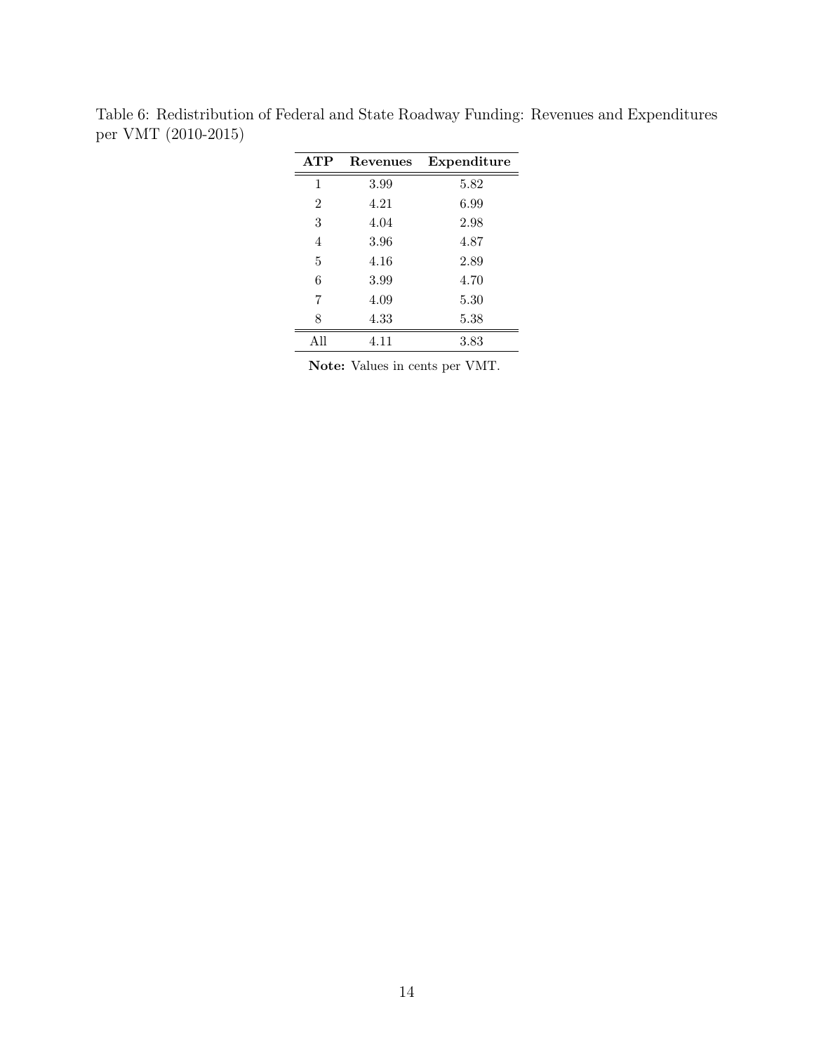Table 6: Redistribution of Federal and State Roadway Funding: Revenues and Expenditures per VMT (2010-2015)

| ATP | Revenues | Expenditure |
|---|---|---|
| 1 | 3.99 | 5.82 |
| 2 | 4.21 | 6.99 |
| 3 | 4.04 | 2.98 |
| 4 | 3.96 | 4.87 |
| 5 | 4.16 | 2.89 |
| 6 | 3.99 | 4.70 |
| 7 | 4.09 | 5.30 |
| 8 | 4.33 | 5.38 |
| All | 4.11 | 3.83 |

**Note:** Values in cents per VMT.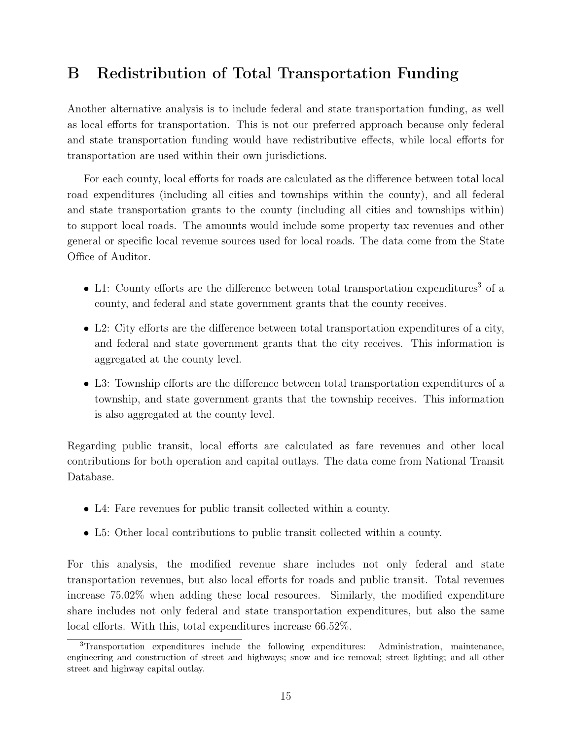# B Redistribution of Total Transportation Funding

Another alternative analysis is to include federal and state transportation funding, as well as local efforts for transportation. This is not our preferred approach because only federal and state transportation funding would have redistributive effects, while local efforts for transportation are used within their own jurisdictions.

For each county, local efforts for roads are calculated as the difference between total local road expenditures (including all cities and townships within the county), and all federal and state transportation grants to the county (including all cities and townships within) to support local roads. The amounts would include some property tax revenues and other general or specific local revenue sources used for local roads. The data come from the State Office of Auditor.

- L1: County efforts are the difference between total transportation expenditures[3] of a county, and federal and state government grants that the county receives.
- L2: City efforts are the difference between total transportation expenditures of a city, and federal and state government grants that the city receives. This information is aggregated at the county level.
- L3: Township efforts are the difference between total transportation expenditures of a township, and state government grants that the township receives. This information is also aggregated at the county level.

Regarding public transit, local efforts are calculated as fare revenues and other local contributions for both operation and capital outlays. The data come from National Transit Database.

- L4: Fare revenues for public transit collected within a county.
- L5: Other local contributions to public transit collected within a county.

For this analysis, the modified revenue share includes not only federal and state transportation revenues, but also local efforts for roads and public transit. Total revenues increase 75.02% when adding these local resources. Similarly, the modified expenditure share includes not only federal and state transportation expenditures, but also the same local efforts. With this, total expenditures increase 66.52%.

[3]Transportation expenditures include the following expenditures: Administration, maintenance, engineering and construction of street and highways; snow and ice removal; street lighting; and all other street and highway capital outlay.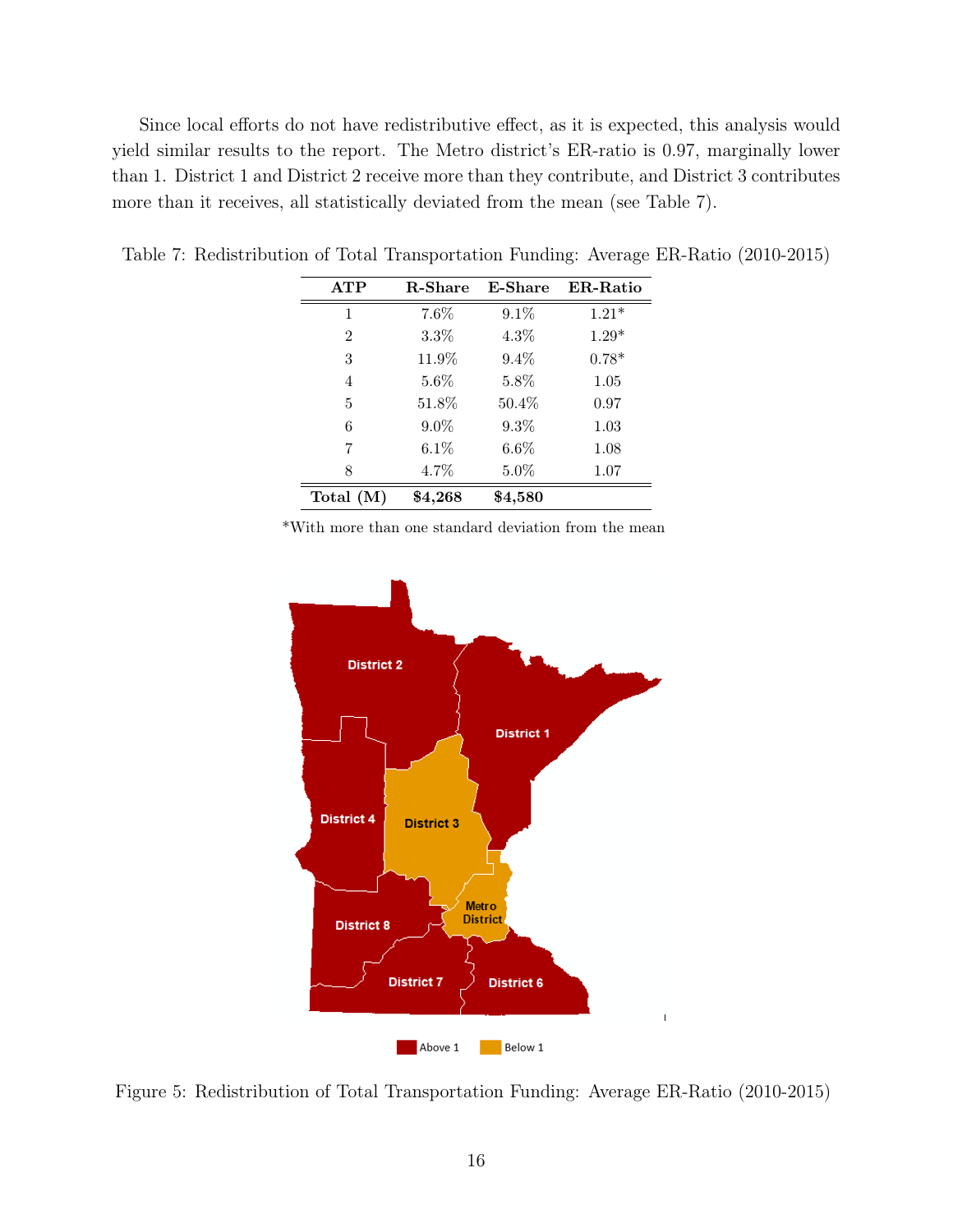Since local efforts do not have redistributive effect, as it is expected, this analysis would yield similar results to the report. The Metro district's ER-ratio is 0.97, marginally lower than 1. District 1 and District 2 receive more than they contribute, and District 3 contributes more than it receives, all statistically deviated from the mean (see Table 7).

Table 7: Redistribution of Total Transportation Funding: Average ER-Ratio (2010-2015)

| ATP | R-Share | E-Share | ER-Ratio |
|---|---|---|---|
| 1 | 7.6% | 9.1% | 1.21* |
| 2 | 3.3% | 4.3% | 1.29* |
| 3 | 11.9% | 9.4% | 0.78* |
| 4 | 5.6% | 5.8% | 1.05 |
| 5 | 51.8% | 50.4% | 0.97 |
| 6 | 9.0% | 9.3% | 1.03 |
| 7 | 6.1% | 6.6% | 1.08 |
| 8 | 4.7% | 5.0% | 1.07 |
| **Total (M)** | **$4,268** | **$4,580** | |

*With more than one standard deviation from the mean

Figure 5: Redistribution of Total Transportation Funding: Average ER-Ratio (2010-2015)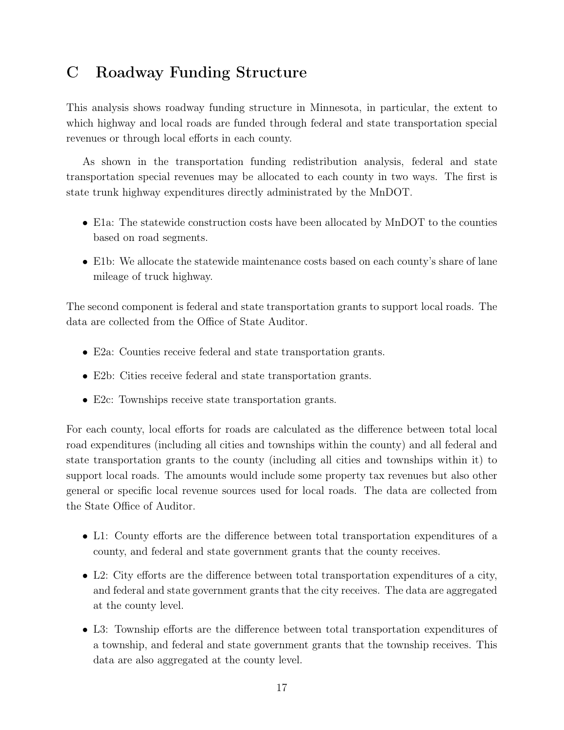# C Roadway Funding Structure

This analysis shows roadway funding structure in Minnesota, in particular, the extent to which highway and local roads are funded through federal and state transportation special revenues or through local efforts in each county.

As shown in the transportation funding redistribution analysis, federal and state transportation special revenues may be allocated to each county in two ways. The first is state trunk highway expenditures directly administrated by the MnDOT.

- E1a: The statewide construction costs have been allocated by MnDOT to the counties based on road segments.
- E1b: We allocate the statewide maintenance costs based on each county's share of lane mileage of truck highway.

The second component is federal and state transportation grants to support local roads. The data are collected from the Office of State Auditor.

- E2a: Counties receive federal and state transportation grants.
- E2b: Cities receive federal and state transportation grants.
- E2c: Townships receive state transportation grants.

For each county, local efforts for roads are calculated as the difference between total local road expenditures (including all cities and townships within the county) and all federal and state transportation grants to the county (including all cities and townships within it) to support local roads. The amounts would include some property tax revenues but also other general or specific local revenue sources used for local roads. The data are collected from the State Office of Auditor.

- L1: County efforts are the difference between total transportation expenditures of a county, and federal and state government grants that the county receives.
- L2: City efforts are the difference between total transportation expenditures of a city, and federal and state government grants that the city receives. The data are aggregated at the county level.
- L3: Township efforts are the difference between total transportation expenditures of a township, and federal and state government grants that the township receives. This data are also aggregated at the county level.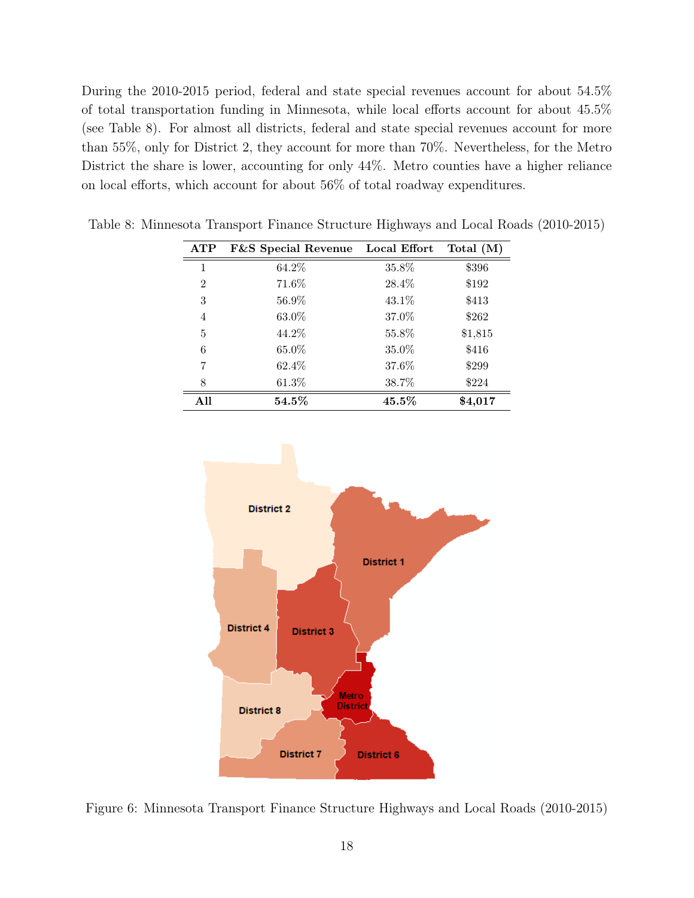During the 2010-2015 period, federal and state special revenues account for about 54.5% of total transportation funding in Minnesota, while local efforts account for about 45.5% (see Table 8). For almost all districts, federal and state special revenues account for more than 55%, only for District 2, they account for more than 70%. Nevertheless, for the Metro District the share is lower, accounting for only 44%. Metro counties have a higher reliance on local efforts, which account for about 56% of total roadway expenditures.

Table 8: Minnesota Transport Finance Structure Highways and Local Roads (2010-2015)

| ATP | F&S Special Revenue | Local Effort | Total (M) |
|---|---|---|---|
| 1 | 64.2% | 35.8% | $396 |
| 2 | 71.6% | 28.4% | $192 |
| 3 | 56.9% | 43.1% | $413 |
| 4 | 63.0% | 37.0% | $262 |
| 5 | 44.2% | 55.8% | $1,815 |
| 6 | 65.0% | 35.0% | $416 |
| 7 | 62.4% | 37.6% | $299 |
| 8 | 61.3% | 38.7% | $224 |
| **All** | **54.5%** | **45.5%** | **$4,017** |

Figure 6: Minnesota Transport Finance Structure Highways and Local Roads (2010-2015)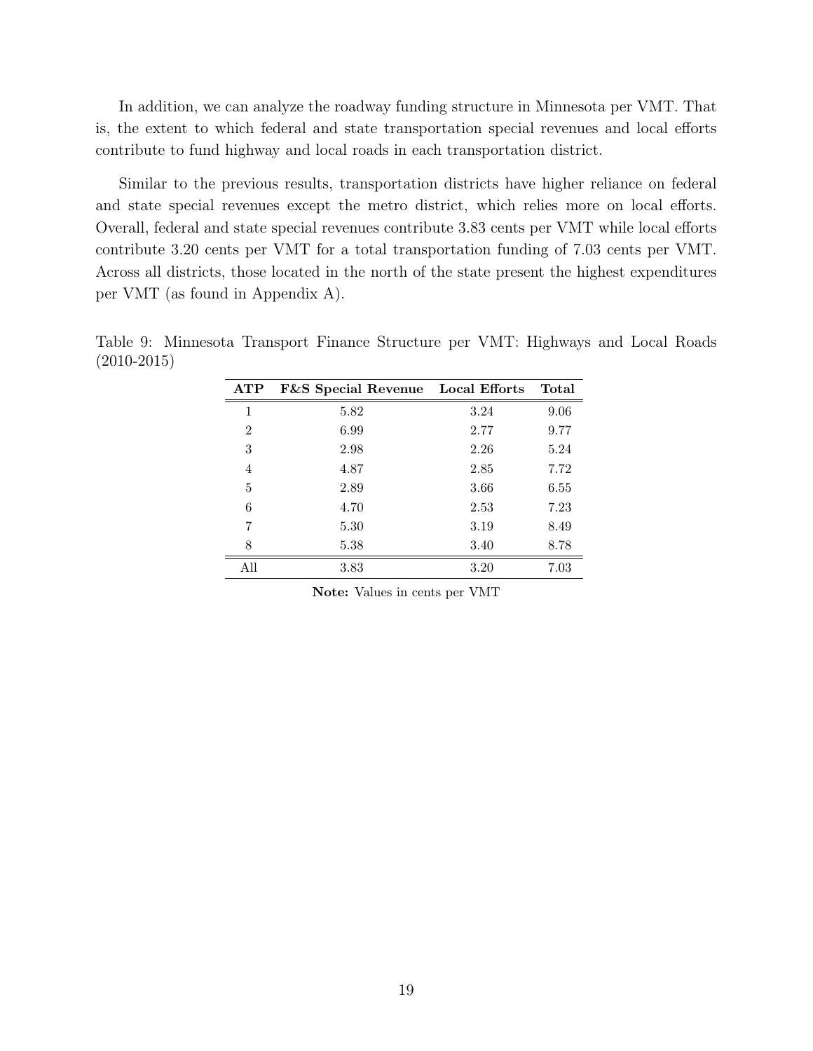In addition, we can analyze the roadway funding structure in Minnesota per VMT. That is, the extent to which federal and state transportation special revenues and local efforts contribute to fund highway and local roads in each transportation district.

Similar to the previous results, transportation districts have higher reliance on federal and state special revenues except the metro district, which relies more on local efforts. Overall, federal and state special revenues contribute 3.83 cents per VMT while local efforts contribute 3.20 cents per VMT for a total transportation funding of 7.03 cents per VMT. Across all districts, those located in the north of the state present the highest expenditures per VMT (as found in Appendix A).

Table 9: Minnesota Transport Finance Structure per VMT: Highways and Local Roads (2010-2015)

| ATP | F&S Special Revenue | Local Efforts | Total |
|---|---|---|---|
| 1 | 5.82 | 3.24 | 9.06 |
| 2 | 6.99 | 2.77 | 9.77 |
| 3 | 2.98 | 2.26 | 5.24 |
| 4 | 4.87 | 2.85 | 7.72 |
| 5 | 2.89 | 3.66 | 6.55 |
| 6 | 4.70 | 2.53 | 7.23 |
| 7 | 5.30 | 3.19 | 8.49 |
| 8 | 5.38 | 3.40 | 8.78 |
| All | 3.83 | 3.20 | 7.03 |

**Note:** Values in cents per VMT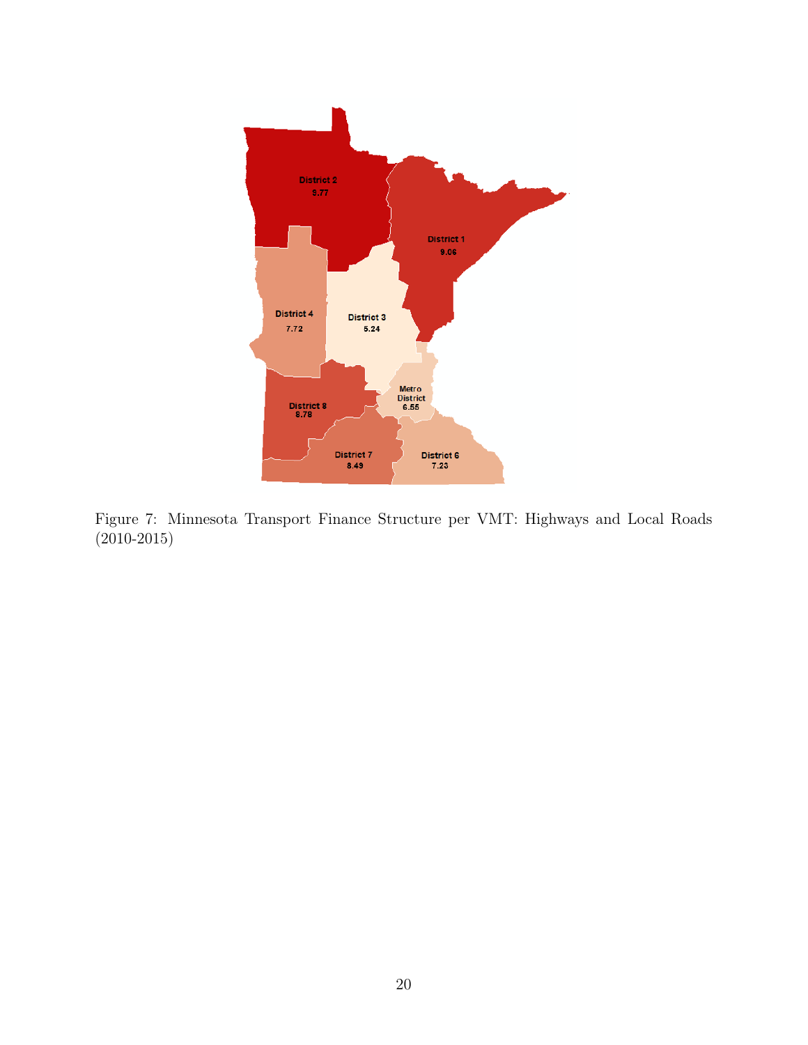Figure 7: Minnesota Transport Finance Structure per VMT: Highways and Local Roads (2010-2015)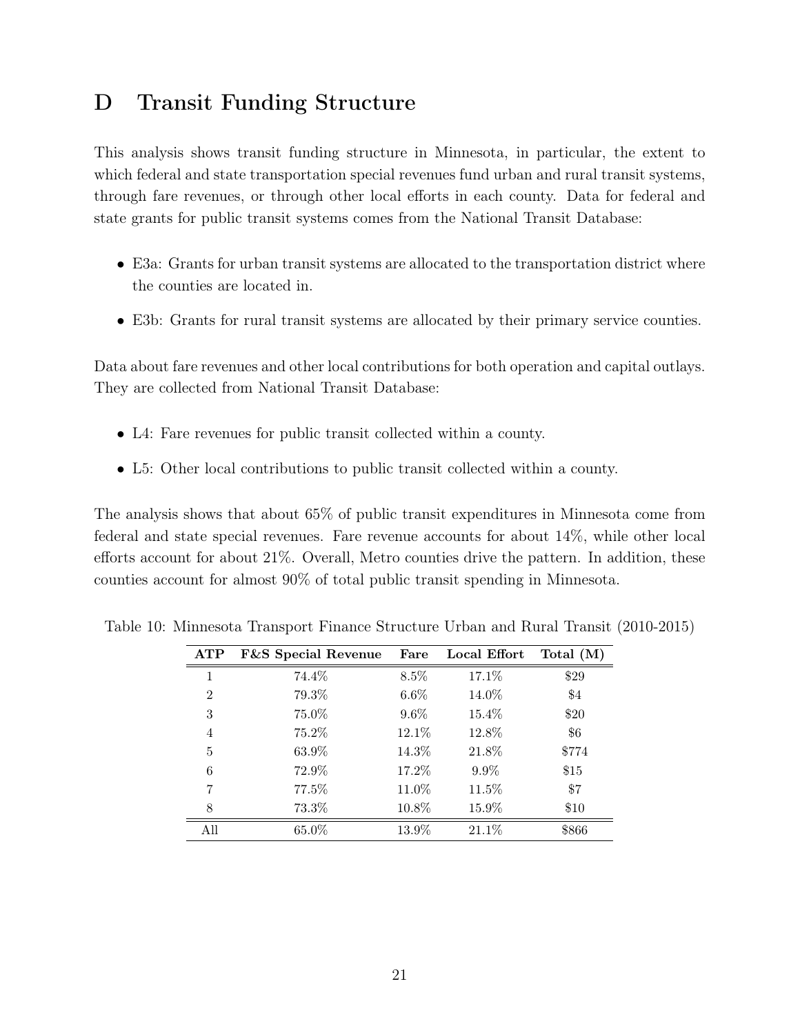## D Transit Funding Structure

This analysis shows transit funding structure in Minnesota, in particular, the extent to which federal and state transportation special revenues fund urban and rural transit systems, through fare revenues, or through other local efforts in each county. Data for federal and state grants for public transit systems comes from the National Transit Database:

- E3a: Grants for urban transit systems are allocated to the transportation district where the counties are located in.
- E3b: Grants for rural transit systems are allocated by their primary service counties.

Data about fare revenues and other local contributions for both operation and capital outlays. They are collected from National Transit Database:

- L4: Fare revenues for public transit collected within a county.
- L5: Other local contributions to public transit collected within a county.

The analysis shows that about 65% of public transit expenditures in Minnesota come from federal and state special revenues. Fare revenue accounts for about 14%, while other local efforts account for about 21%. Overall, Metro counties drive the pattern. In addition, these counties account for almost 90% of total public transit spending in Minnesota.

Table 10: Minnesota Transport Finance Structure Urban and Rural Transit (2010-2015)

| ATP | F&S Special Revenue | Fare | Local Effort | Total (M) |
|---|---|---|---|---|
| 1 | 74.4% | 8.5% | 17.1% | $29 |
| 2 | 79.3% | 6.6% | 14.0% | $4 |
| 3 | 75.0% | 9.6% | 15.4% | $20 |
| 4 | 75.2% | 12.1% | 12.8% | $6 |
| 5 | 63.9% | 14.3% | 21.8% | $774 |
| 6 | 72.9% | 17.2% | 9.9% | $15 |
| 7 | 77.5% | 11.0% | 11.5% | $7 |
| 8 | 73.3% | 10.8% | 15.9% | $10 |
| All | 65.0% | 13.9% | 21.1% | $866 |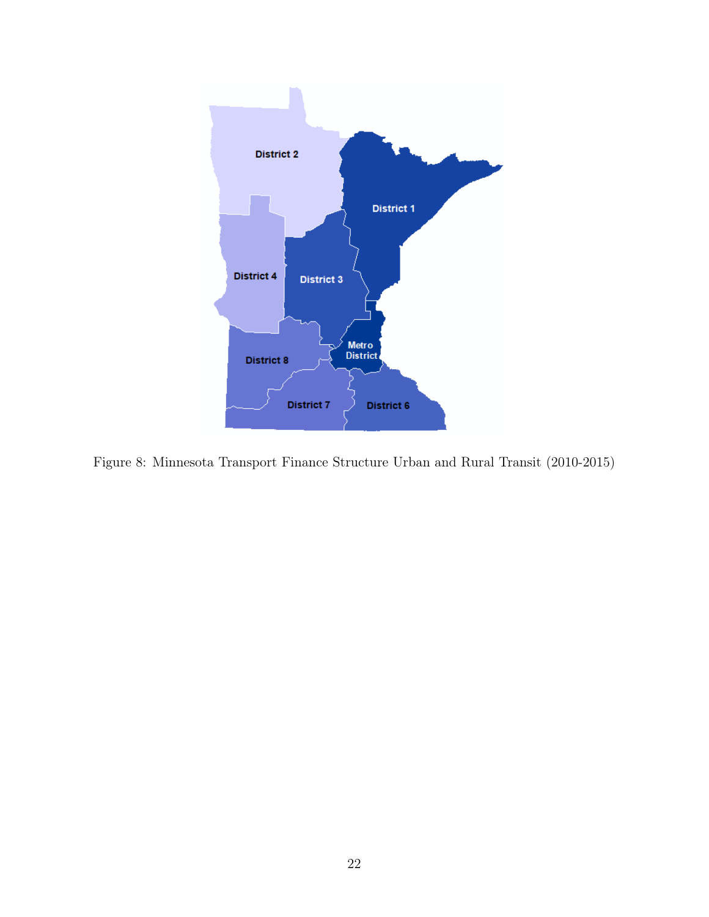District 2

District 1

District 4

District 3

Metro District

District 8

District 7

District 6

Figure 8: Minnesota Transport Finance Structure Urban and Rural Transit (2010-2015)